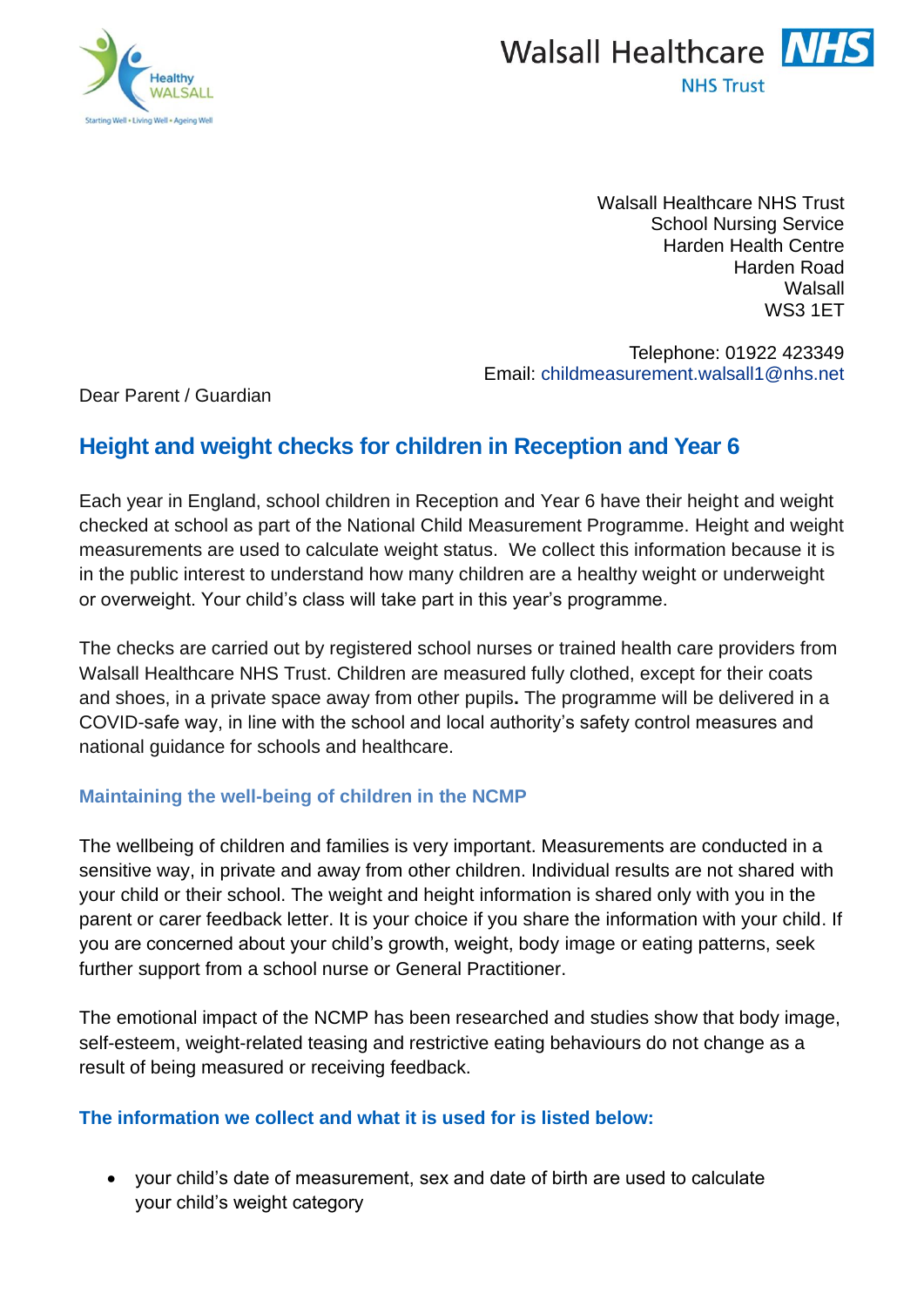Healthy WALSALL

Starting Well • Living Well • Ageing Well

Walsall Healthcare NHS Trust

Walsall Healthcare NHS Trust
School Nursing Service
Harden Health Centre
Harden Road
Walsall
WS3 1ET

Telephone: 01922 423349
Email: childmeasurement.walsall1@nhs.net

Dear Parent / Guardian

## Height and weight checks for children in Reception and Year 6

Each year in England, school children in Reception and Year 6 have their height and weight checked at school as part of the National Child Measurement Programme. Height and weight measurements are used to calculate weight status. We collect this information because it is in the public interest to understand how many children are a healthy weight or underweight or overweight. Your child's class will take part in this year's programme.

The checks are carried out by registered school nurses or trained health care providers from Walsall Healthcare NHS Trust. Children are measured fully clothed, except for their coats and shoes, in a private space away from other pupils**.** The programme will be delivered in a COVID-safe way, in line with the school and local authority's safety control measures and national guidance for schools and healthcare.

### Maintaining the well-being of children in the NCMP

The wellbeing of children and families is very important. Measurements are conducted in a sensitive way, in private and away from other children. Individual results are not shared with your child or their school. The weight and height information is shared only with you in the parent or carer feedback letter. It is your choice if you share the information with your child. If you are concerned about your child's growth, weight, body image or eating patterns, seek further support from a school nurse or General Practitioner.

The emotional impact of the NCMP has been researched and studies show that body image, self-esteem, weight-related teasing and restrictive eating behaviours do not change as a result of being measured or receiving feedback.

### The information we collect and what it is used for is listed below:

- your child's date of measurement, sex and date of birth are used to calculate your child's weight category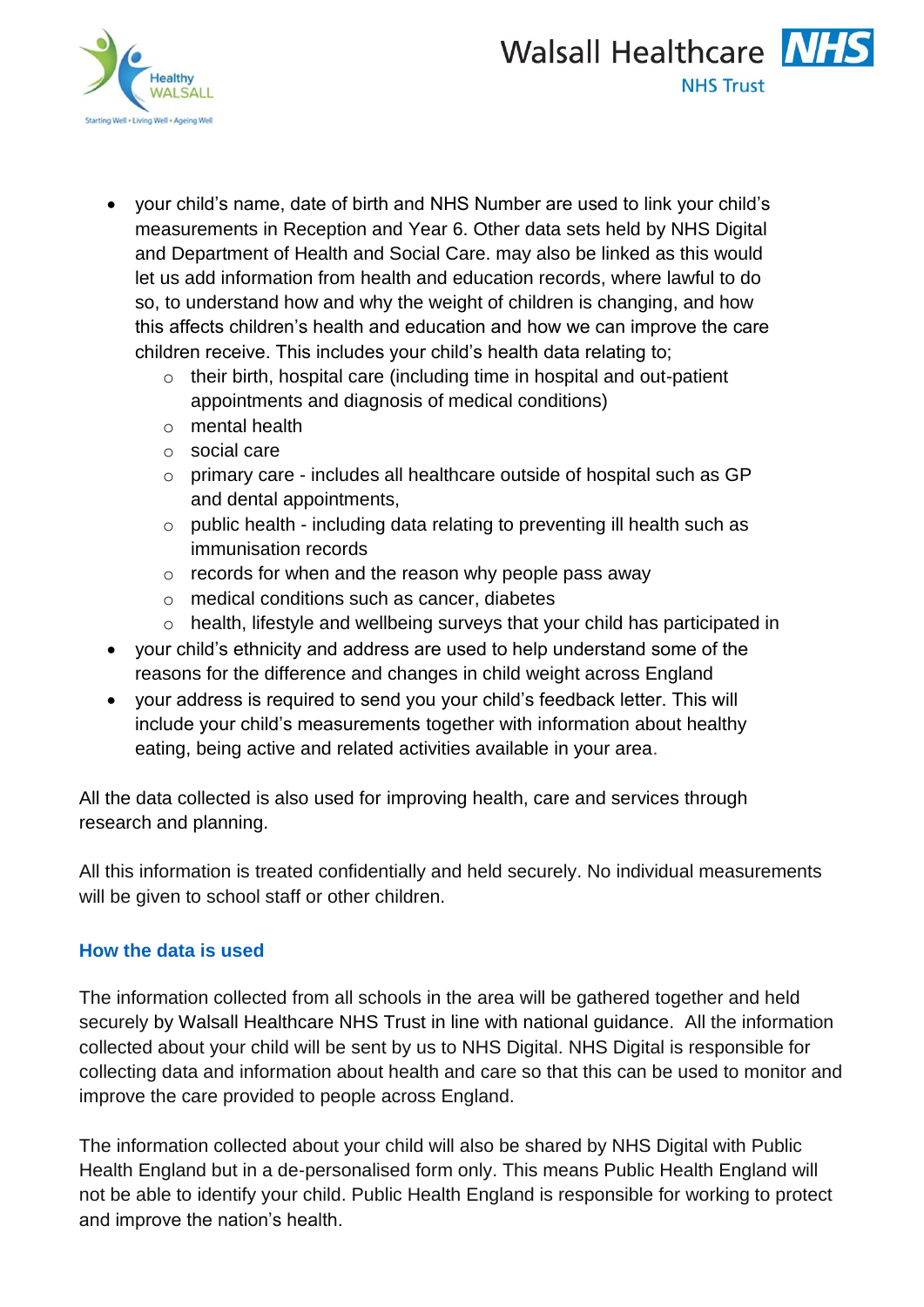- your child's name, date of birth and NHS Number are used to link your child's measurements in Reception and Year 6. Other data sets held by NHS Digital and Department of Health and Social Care. may also be linked as this would let us add information from health and education records, where lawful to do so, to understand how and why the weight of children is changing, and how this affects children's health and education and how we can improve the care children receive. This includes your child's health data relating to;
  - their birth, hospital care (including time in hospital and out-patient appointments and diagnosis of medical conditions)
  - mental health
  - social care
  - primary care - includes all healthcare outside of hospital such as GP and dental appointments,
  - public health - including data relating to preventing ill health such as immunisation records
  - records for when and the reason why people pass away
  - medical conditions such as cancer, diabetes
  - health, lifestyle and wellbeing surveys that your child has participated in
- your child's ethnicity and address are used to help understand some of the reasons for the difference and changes in child weight across England
- your address is required to send you your child's feedback letter. This will include your child's measurements together with information about healthy eating, being active and related activities available in your area.

All the data collected is also used for improving health, care and services through research and planning.

All this information is treated confidentially and held securely. No individual measurements will be given to school staff or other children.

### How the data is used

The information collected from all schools in the area will be gathered together and held securely by Walsall Healthcare NHS Trust in line with national guidance. All the information collected about your child will be sent by us to NHS Digital. NHS Digital is responsible for collecting data and information about health and care so that this can be used to monitor and improve the care provided to people across England.

The information collected about your child will also be shared by NHS Digital with Public Health England but in a de-personalised form only. This means Public Health England will not be able to identify your child. Public Health England is responsible for working to protect and improve the nation's health.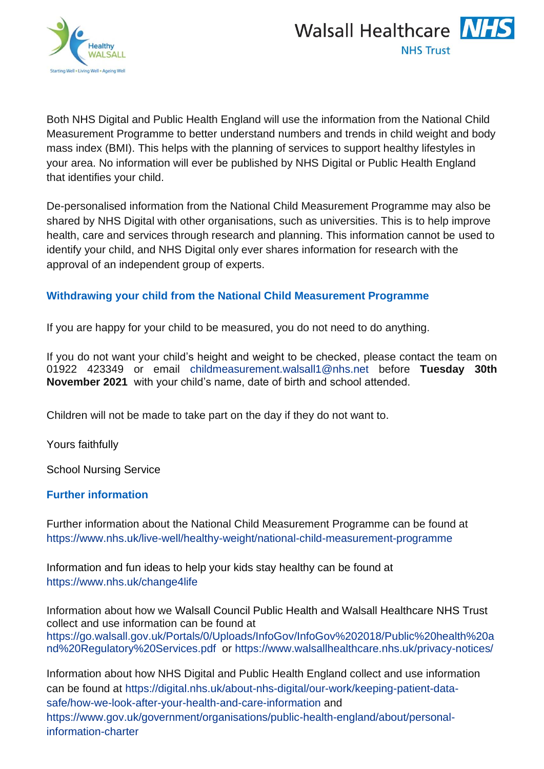Both NHS Digital and Public Health England will use the information from the National Child Measurement Programme to better understand numbers and trends in child weight and body mass index (BMI). This helps with the planning of services to support healthy lifestyles in your area. No information will ever be published by NHS Digital or Public Health England that identifies your child.

De-personalised information from the National Child Measurement Programme may also be shared by NHS Digital with other organisations, such as universities. This is to help improve health, care and services through research and planning. This information cannot be used to identify your child, and NHS Digital only ever shares information for research with the approval of an independent group of experts.

## Withdrawing your child from the National Child Measurement Programme

If you are happy for your child to be measured, you do not need to do anything.

If you do not want your child's height and weight to be checked, please contact the team on 01922 423349 or email childmeasurement.walsall1@nhs.net before **Tuesday 30th November 2021** with your child's name, date of birth and school attended.

Children will not be made to take part on the day if they do not want to.

Yours faithfully

School Nursing Service

## Further information

Further information about the National Child Measurement Programme can be found at https://www.nhs.uk/live-well/healthy-weight/national-child-measurement-programme

Information and fun ideas to help your kids stay healthy can be found at https://www.nhs.uk/change4life

Information about how we Walsall Council Public Health and Walsall Healthcare NHS Trust collect and use information can be found at https://go.walsall.gov.uk/Portals/0/Uploads/InfoGov/InfoGov%202018/Public%20health%20and%20Regulatory%20Services.pdf or https://www.walsallhealthcare.nhs.uk/privacy-notices/

Information about how NHS Digital and Public Health England collect and use information can be found at https://digital.nhs.uk/about-nhs-digital/our-work/keeping-patient-data-safe/how-we-look-after-your-health-and-care-information and https://www.gov.uk/government/organisations/public-health-england/about/personal-information-charter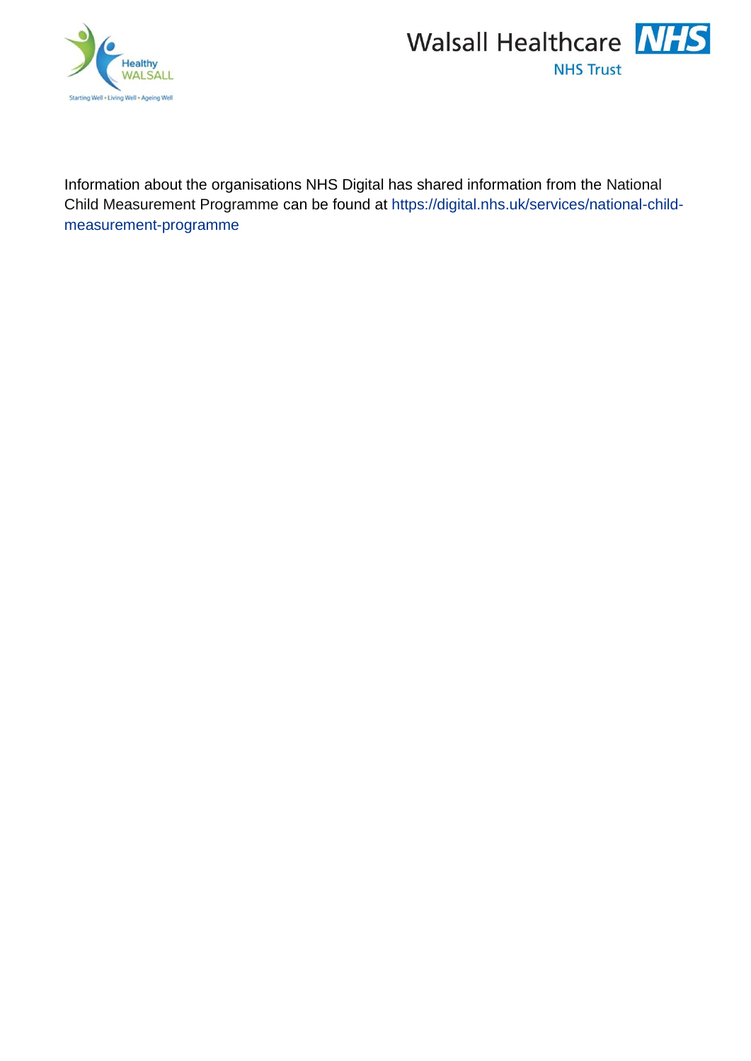Information about the organisations NHS Digital has shared information from the National Child Measurement Programme can be found at https://digital.nhs.uk/services/national-child-measurement-programme